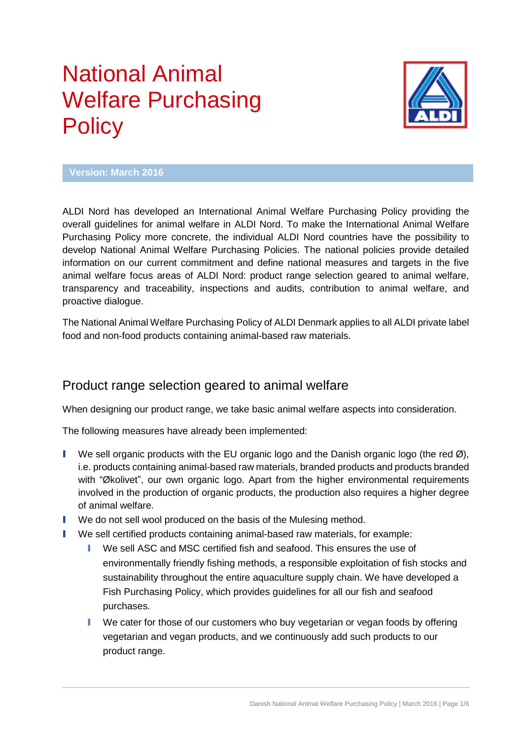# National Animal Welfare Purchasing Policy

**Version: March 2016**

ALDI Nord has developed an International Animal Welfare Purchasing Policy providing the overall guidelines for animal welfare in ALDI Nord. To make the International Animal Welfare Purchasing Policy more concrete, the individual ALDI Nord countries have the possibility to develop National Animal Welfare Purchasing Policies. The national policies provide detailed information on our current commitment and define national measures and targets in the five animal welfare focus areas of ALDI Nord: product range selection geared to animal welfare, transparency and traceability, inspections and audits, contribution to animal welfare, and proactive dialogue.

The National Animal Welfare Purchasing Policy of ALDI Denmark applies to all ALDI private label food and non-food products containing animal-based raw materials.

## Product range selection geared to animal welfare

When designing our product range, we take basic animal welfare aspects into consideration.

The following measures have already been implemented:

- We sell organic products with the EU organic logo and the Danish organic logo (the red Ø), i.e. products containing animal-based raw materials, branded products and products branded with "Økolivet", our own organic logo. Apart from the higher environmental requirements involved in the production of organic products, the production also requires a higher degree of animal welfare.
- We do not sell wool produced on the basis of the Mulesing method.
- We sell certified products containing animal-based raw materials, for example:
  - We sell ASC and MSC certified fish and seafood. This ensures the use of environmentally friendly fishing methods, a responsible exploitation of fish stocks and sustainability throughout the entire aquaculture supply chain. We have developed a Fish Purchasing Policy, which provides guidelines for all our fish and seafood purchases.
  - We cater for those of our customers who buy vegetarian or vegan foods by offering vegetarian and vegan products, and we continuously add such products to our product range.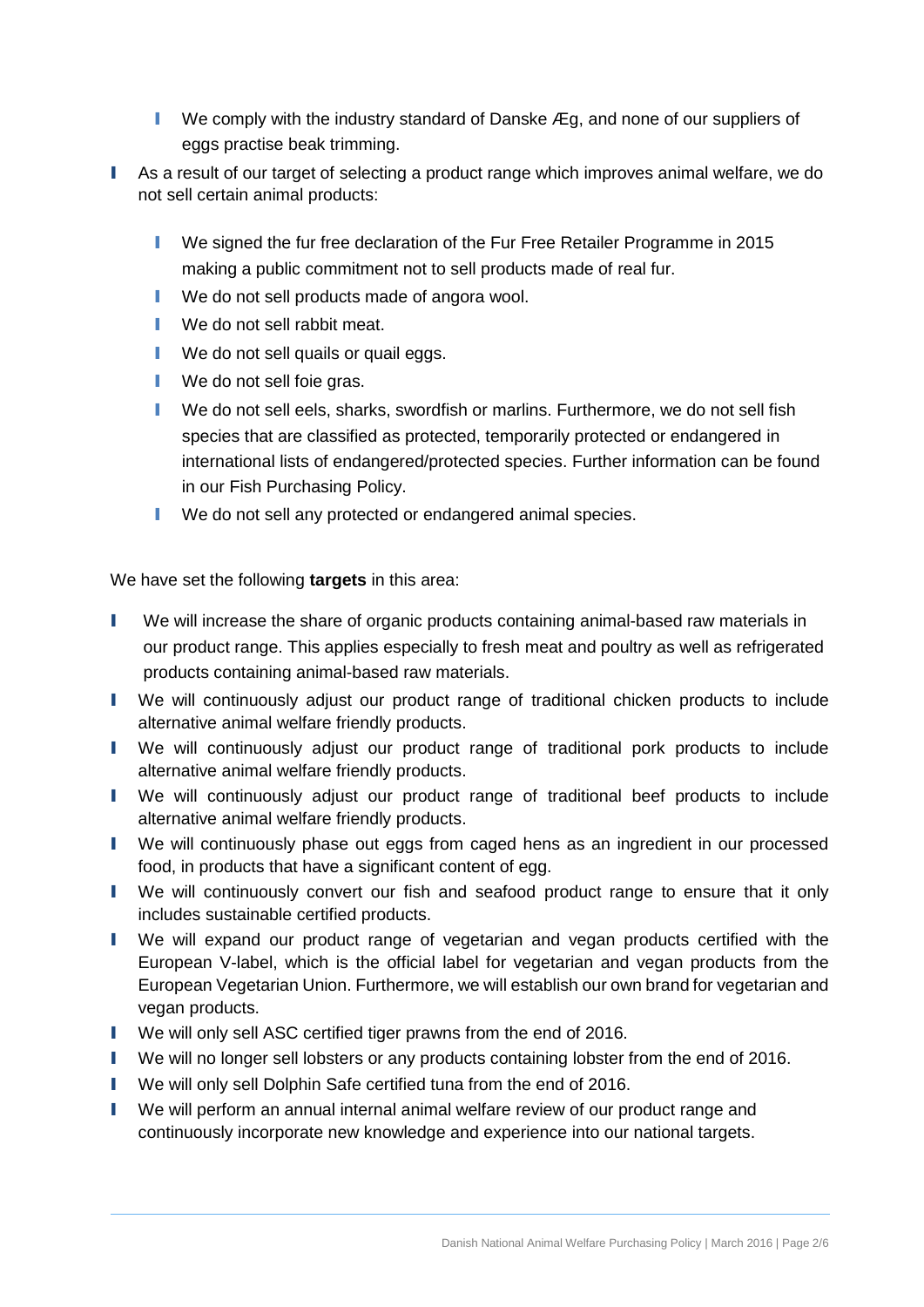- We comply with the industry standard of Danske Æg, and none of our suppliers of eggs practise beak trimming.
- As a result of our target of selecting a product range which improves animal welfare, we do not sell certain animal products:
  - We signed the fur free declaration of the Fur Free Retailer Programme in 2015 making a public commitment not to sell products made of real fur.
  - We do not sell products made of angora wool.
  - We do not sell rabbit meat.
  - We do not sell quails or quail eggs.
  - We do not sell foie gras.
  - We do not sell eels, sharks, swordfish or marlins. Furthermore, we do not sell fish species that are classified as protected, temporarily protected or endangered in international lists of endangered/protected species. Further information can be found in our Fish Purchasing Policy.
  - We do not sell any protected or endangered animal species.

We have set the following **targets** in this area:

- We will increase the share of organic products containing animal-based raw materials in our product range. This applies especially to fresh meat and poultry as well as refrigerated products containing animal-based raw materials.
- We will continuously adjust our product range of traditional chicken products to include alternative animal welfare friendly products.
- We will continuously adjust our product range of traditional pork products to include alternative animal welfare friendly products.
- We will continuously adjust our product range of traditional beef products to include alternative animal welfare friendly products.
- We will continuously phase out eggs from caged hens as an ingredient in our processed food, in products that have a significant content of egg.
- We will continuously convert our fish and seafood product range to ensure that it only includes sustainable certified products.
- We will expand our product range of vegetarian and vegan products certified with the European V-label, which is the official label for vegetarian and vegan products from the European Vegetarian Union. Furthermore, we will establish our own brand for vegetarian and vegan products.
- We will only sell ASC certified tiger prawns from the end of 2016.
- We will no longer sell lobsters or any products containing lobster from the end of 2016.
- We will only sell Dolphin Safe certified tuna from the end of 2016.
- We will perform an annual internal animal welfare review of our product range and continuously incorporate new knowledge and experience into our national targets.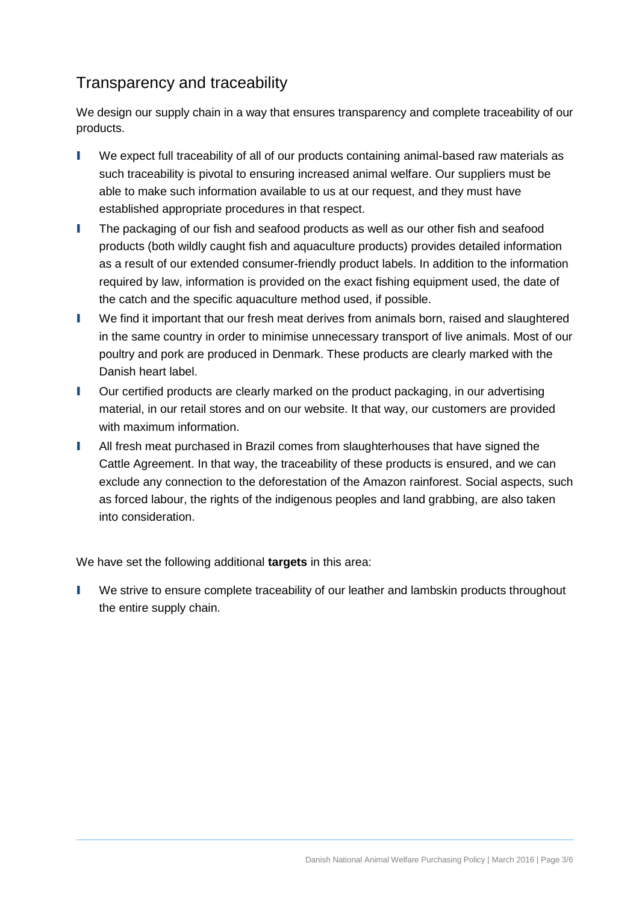## Transparency and traceability

We design our supply chain in a way that ensures transparency and complete traceability of our products.

- We expect full traceability of all of our products containing animal-based raw materials as such traceability is pivotal to ensuring increased animal welfare. Our suppliers must be able to make such information available to us at our request, and they must have established appropriate procedures in that respect.
- The packaging of our fish and seafood products as well as our other fish and seafood products (both wildly caught fish and aquaculture products) provides detailed information as a result of our extended consumer-friendly product labels. In addition to the information required by law, information is provided on the exact fishing equipment used, the date of the catch and the specific aquaculture method used, if possible.
- We find it important that our fresh meat derives from animals born, raised and slaughtered in the same country in order to minimise unnecessary transport of live animals. Most of our poultry and pork are produced in Denmark. These products are clearly marked with the Danish heart label.
- Our certified products are clearly marked on the product packaging, in our advertising material, in our retail stores and on our website. It that way, our customers are provided with maximum information.
- All fresh meat purchased in Brazil comes from slaughterhouses that have signed the Cattle Agreement. In that way, the traceability of these products is ensured, and we can exclude any connection to the deforestation of the Amazon rainforest. Social aspects, such as forced labour, the rights of the indigenous peoples and land grabbing, are also taken into consideration.

We have set the following additional **targets** in this area:

- We strive to ensure complete traceability of our leather and lambskin products throughout the entire supply chain.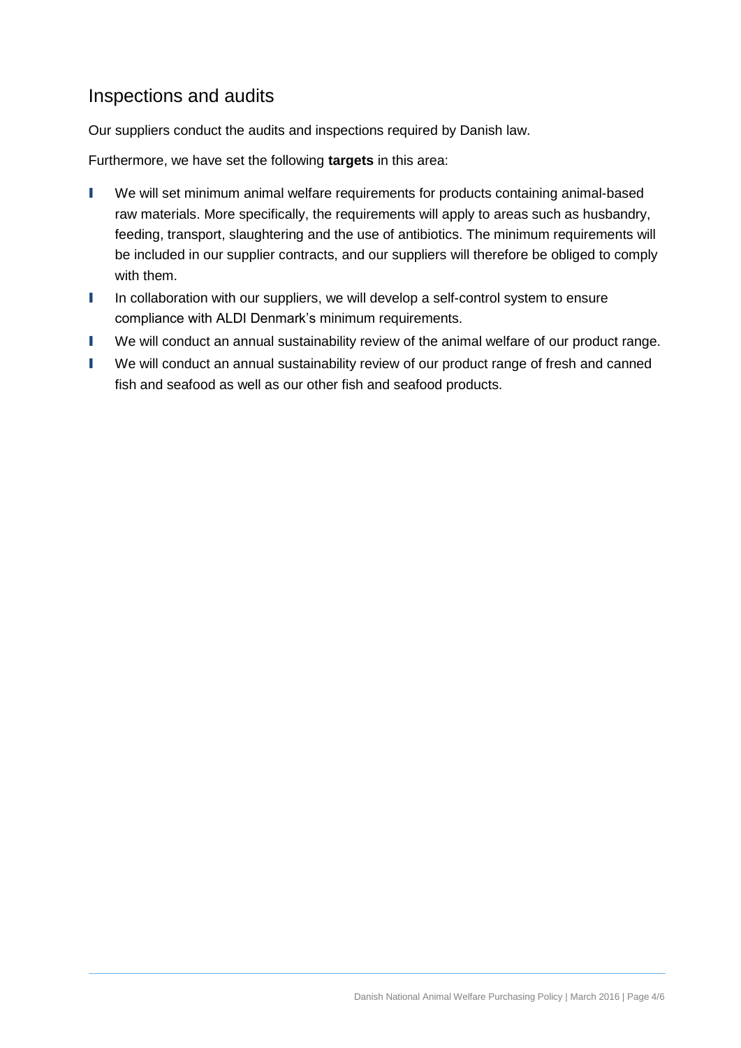## Inspections and audits

Our suppliers conduct the audits and inspections required by Danish law.

Furthermore, we have set the following **targets** in this area:

- We will set minimum animal welfare requirements for products containing animal-based raw materials. More specifically, the requirements will apply to areas such as husbandry, feeding, transport, slaughtering and the use of antibiotics. The minimum requirements will be included in our supplier contracts, and our suppliers will therefore be obliged to comply with them.
- In collaboration with our suppliers, we will develop a self-control system to ensure compliance with ALDI Denmark's minimum requirements.
- We will conduct an annual sustainability review of the animal welfare of our product range.
- We will conduct an annual sustainability review of our product range of fresh and canned fish and seafood as well as our other fish and seafood products.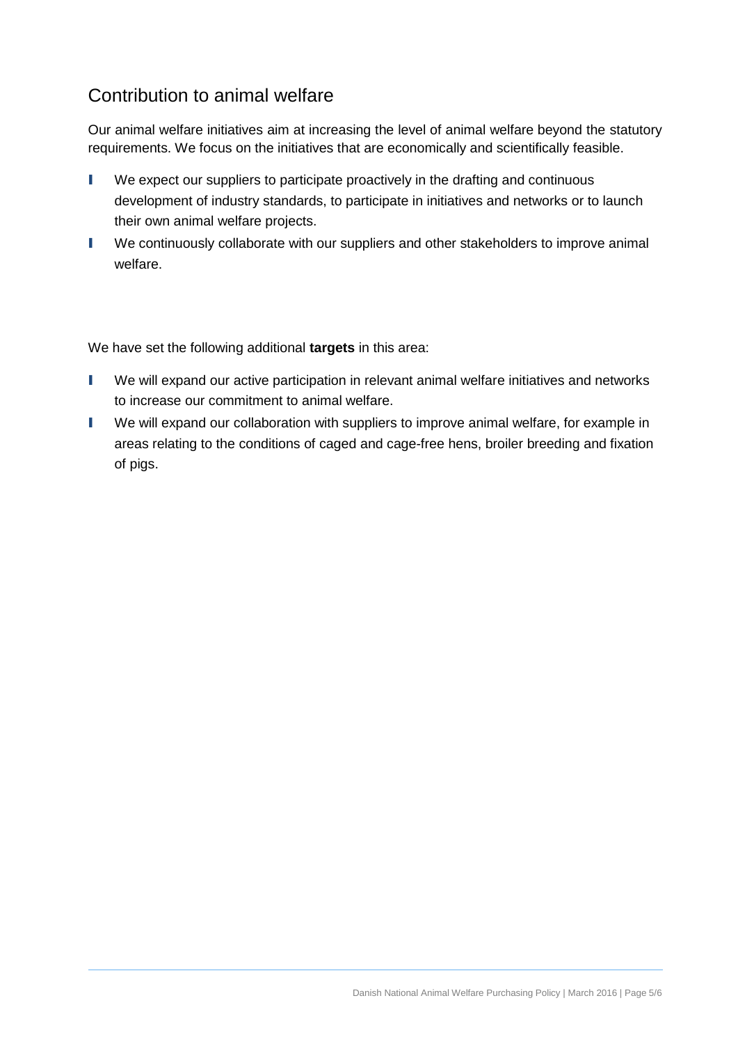## Contribution to animal welfare

Our animal welfare initiatives aim at increasing the level of animal welfare beyond the statutory requirements. We focus on the initiatives that are economically and scientifically feasible.

- We expect our suppliers to participate proactively in the drafting and continuous development of industry standards, to participate in initiatives and networks or to launch their own animal welfare projects.
- We continuously collaborate with our suppliers and other stakeholders to improve animal welfare.

We have set the following additional **targets** in this area:

- We will expand our active participation in relevant animal welfare initiatives and networks to increase our commitment to animal welfare.
- We will expand our collaboration with suppliers to improve animal welfare, for example in areas relating to the conditions of caged and cage-free hens, broiler breeding and fixation of pigs.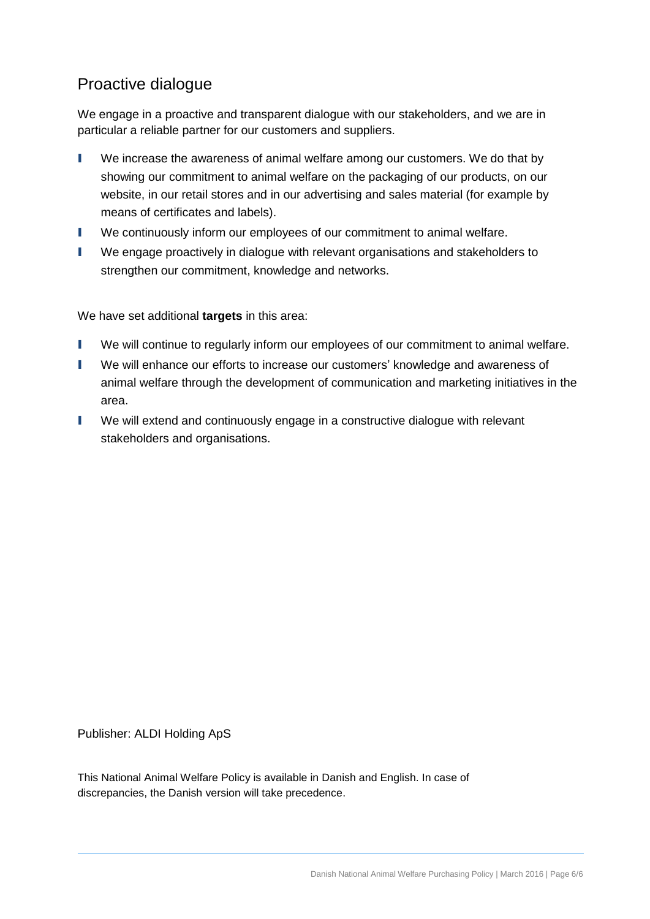## Proactive dialogue

We engage in a proactive and transparent dialogue with our stakeholders, and we are in particular a reliable partner for our customers and suppliers.

- We increase the awareness of animal welfare among our customers. We do that by showing our commitment to animal welfare on the packaging of our products, on our website, in our retail stores and in our advertising and sales material (for example by means of certificates and labels).
- We continuously inform our employees of our commitment to animal welfare.
- We engage proactively in dialogue with relevant organisations and stakeholders to strengthen our commitment, knowledge and networks.

We have set additional **targets** in this area:

- We will continue to regularly inform our employees of our commitment to animal welfare.
- We will enhance our efforts to increase our customers' knowledge and awareness of animal welfare through the development of communication and marketing initiatives in the area.
- We will extend and continuously engage in a constructive dialogue with relevant stakeholders and organisations.

Publisher: ALDI Holding ApS

This National Animal Welfare Policy is available in Danish and English. In case of discrepancies, the Danish version will take precedence.